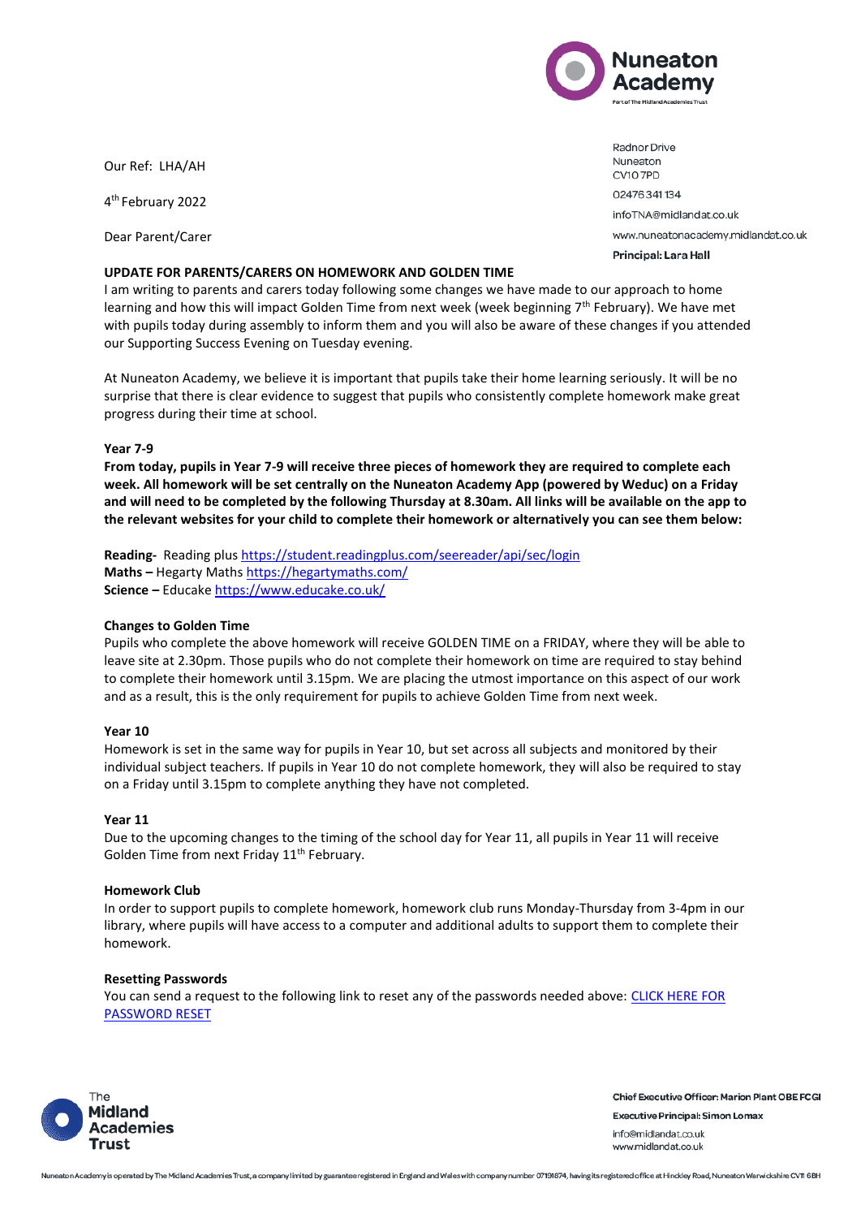Nuneaton Academy
Part of The Midland Academies Trust

Radnor Drive
Nuneaton
CV10 7PD
02476 341 134
infoTNA@midlandat.co.uk
www.nuneatonacademy.midlandat.co.uk
**Principal: Lara Hall**

Our Ref: LHA/AH

4th February 2022

Dear Parent/Carer

**UPDATE FOR PARENTS/CARERS ON HOMEWORK AND GOLDEN TIME**

I am writing to parents and carers today following some changes we have made to our approach to home learning and how this will impact Golden Time from next week (week beginning 7th February). We have met with pupils today during assembly to inform them and you will also be aware of these changes if you attended our Supporting Success Evening on Tuesday evening.

At Nuneaton Academy, we believe it is important that pupils take their home learning seriously. It will be no surprise that there is clear evidence to suggest that pupils who consistently complete homework make great progress during their time at school.

**Year 7-9**

**From today, pupils in Year 7-9 will receive three pieces of homework they are required to complete each week. All homework will be set centrally on the Nuneaton Academy App (powered by Weduc) on a Friday and will need to be completed by the following Thursday at 8.30am. All links will be available on the app to the relevant websites for your child to complete their homework or alternatively you can see them below:**

**Reading-** Reading plus https://student.readingplus.com/seereader/api/sec/login
**Maths –** Hegarty Maths https://hegartymaths.com/
**Science –** Educake https://www.educake.co.uk/

**Changes to Golden Time**

Pupils who complete the above homework will receive GOLDEN TIME on a FRIDAY, where they will be able to leave site at 2.30pm. Those pupils who do not complete their homework on time are required to stay behind to complete their homework until 3.15pm. We are placing the utmost importance on this aspect of our work and as a result, this is the only requirement for pupils to achieve Golden Time from next week.

**Year 10**

Homework is set in the same way for pupils in Year 10, but set across all subjects and monitored by their individual subject teachers. If pupils in Year 10 do not complete homework, they will also be required to stay on a Friday until 3.15pm to complete anything they have not completed.

**Year 11**

Due to the upcoming changes to the timing of the school day for Year 11, all pupils in Year 11 will receive Golden Time from next Friday 11th February.

**Homework Club**

In order to support pupils to complete homework, homework club runs Monday-Thursday from 3-4pm in our library, where pupils will have access to a computer and additional adults to support them to complete their homework.

**Resetting Passwords**

You can send a request to the following link to reset any of the passwords needed above: CLICK HERE FOR PASSWORD RESET

The Midland Academies Trust

**Chief Executive Officer: Marion Plant OBE FCGI**
**Executive Principal: Simon Lomax**
info@midlandat.co.uk
www.midlandat.co.uk

Nuneaton Academy is operated by The Midland Academies Trust, a company limited by guarantee registered in England and Wales with company number 07191674, having its registered office at Hinckley Road, Nuneaton Warwickshire CV11 6BH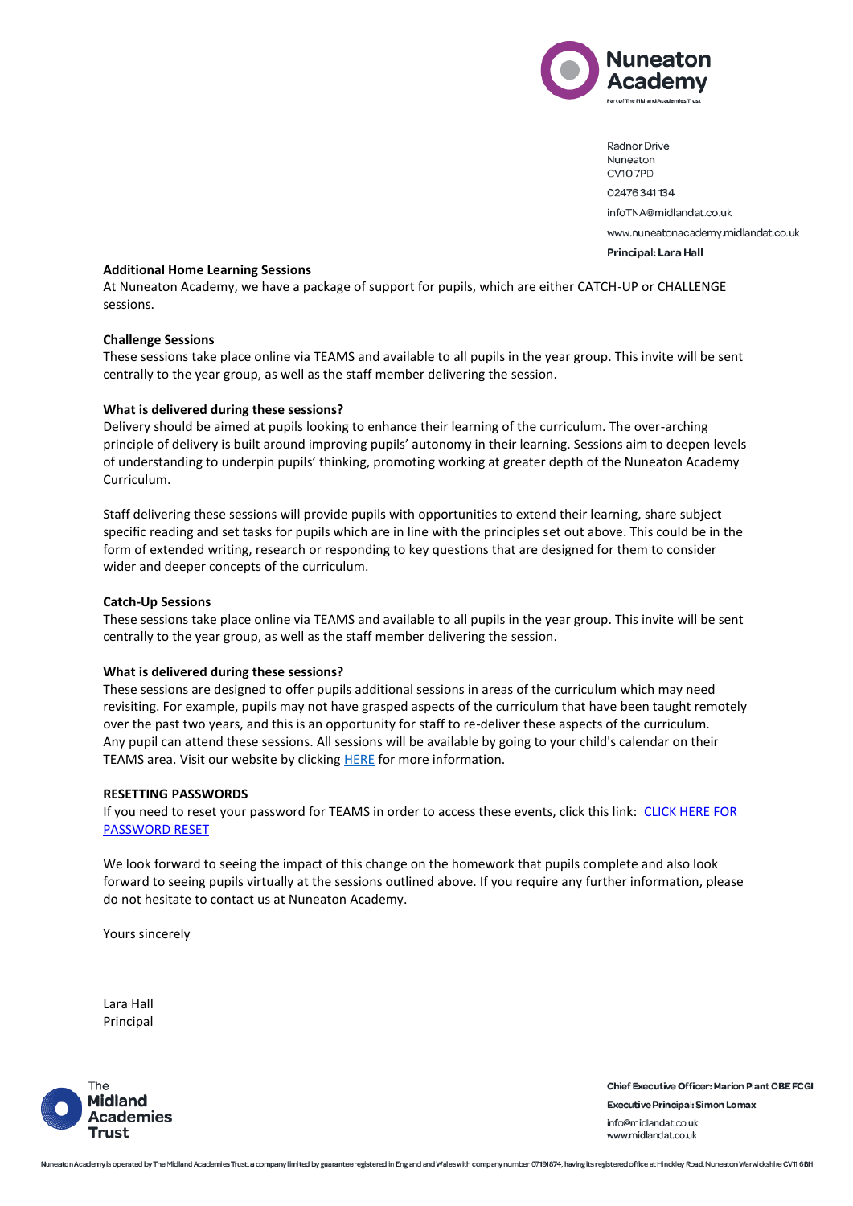Nuneaton Academy

Part of The Midland Academies Trust

Radnor Drive
Nuneaton
CV10 7PD

02476 341 134

infoTNA@midlandat.co.uk

www.nuneatonacademy.midlandat.co.uk

**Principal: Lara Hall**

**Additional Home Learning Sessions**

At Nuneaton Academy, we have a package of support for pupils, which are either CATCH-UP or CHALLENGE sessions.

**Challenge Sessions**

These sessions take place online via TEAMS and available to all pupils in the year group. This invite will be sent centrally to the year group, as well as the staff member delivering the session.

**What is delivered during these sessions?**

Delivery should be aimed at pupils looking to enhance their learning of the curriculum. The over-arching principle of delivery is built around improving pupils' autonomy in their learning. Sessions aim to deepen levels of understanding to underpin pupils' thinking, promoting working at greater depth of the Nuneaton Academy Curriculum.

Staff delivering these sessions will provide pupils with opportunities to extend their learning, share subject specific reading and set tasks for pupils which are in line with the principles set out above. This could be in the form of extended writing, research or responding to key questions that are designed for them to consider wider and deeper concepts of the curriculum.

**Catch-Up Sessions**

These sessions take place online via TEAMS and available to all pupils in the year group. This invite will be sent centrally to the year group, as well as the staff member delivering the session.

**What is delivered during these sessions?**

These sessions are designed to offer pupils additional sessions in areas of the curriculum which may need revisiting. For example, pupils may not have grasped aspects of the curriculum that have been taught remotely over the past two years, and this is an opportunity for staff to re-deliver these aspects of the curriculum. Any pupil can attend these sessions. All sessions will be available by going to your child's calendar on their TEAMS area. Visit our website by clicking HERE for more information.

**RESETTING PASSWORDS**

If you need to reset your password for TEAMS in order to access these events, click this link: CLICK HERE FOR PASSWORD RESET

We look forward to seeing the impact of this change on the homework that pupils complete and also look forward to seeing pupils virtually at the sessions outlined above. If you require any further information, please do not hesitate to contact us at Nuneaton Academy.

Yours sincerely

Lara Hall
Principal

The Midland Academies Trust

**Chief Executive Officer: Marion Plant OBE FCGI**

**Executive Principal: Simon Lomax**

info@midlandat.co.uk
www.midlandat.co.uk

Nuneaton Academy is operated by The Midland Academies Trust, a company limited by guarantee registered in England and Wales with company number 07191674, having its registered office at Hinckley Road, Nuneaton Warwickshire CV11 6BH